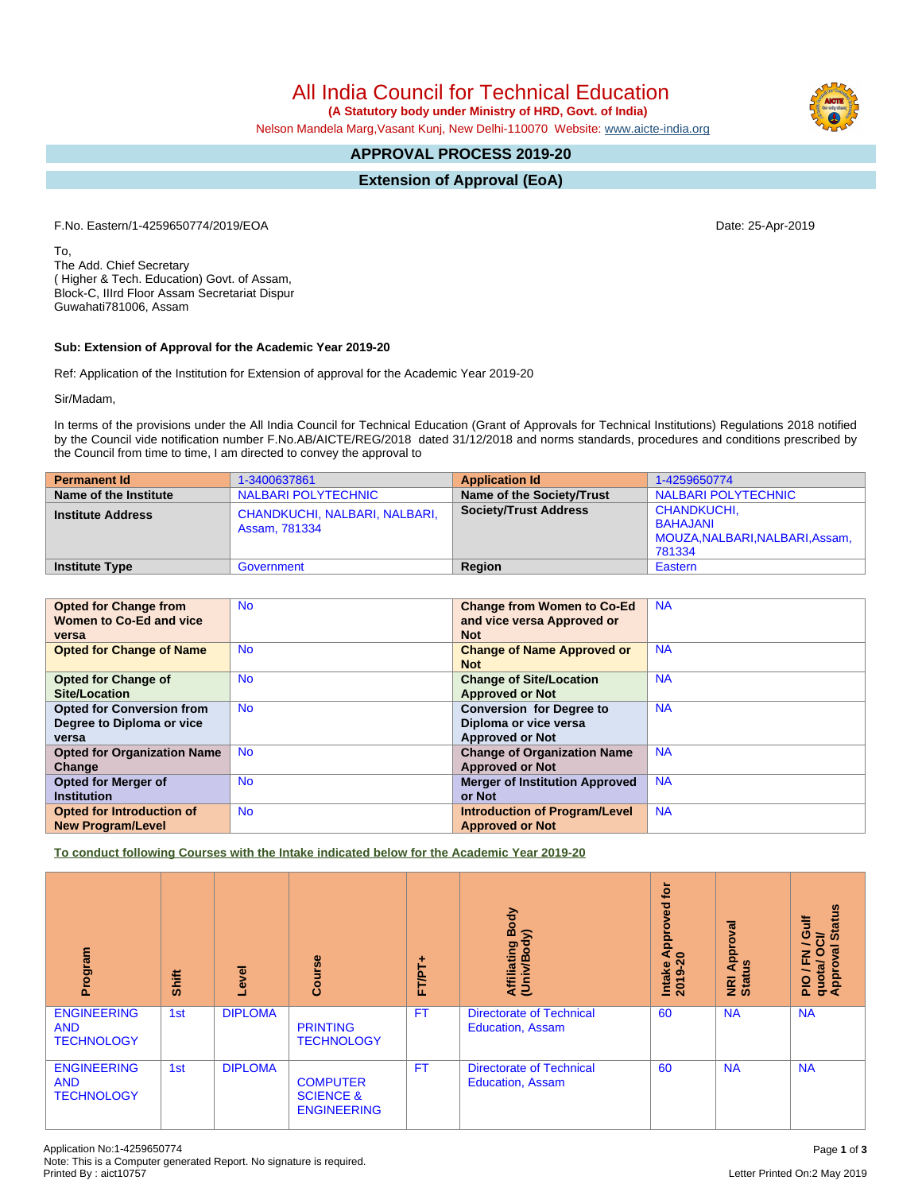# All India Council for Technical Education

**(A Statutory body under Ministry of HRD, Govt. of India)**

Nelson Mandela Marg,Vasant Kunj, New Delhi-110070 Website: www.aicte-india.org

## APPROVAL PROCESS 2019-20

## Extension of Approval (EoA)

F.No. Eastern/1-4259650774/2019/EOA

Date: 25-Apr-2019

To,
The Add. Chief Secretary
( Higher & Tech. Education) Govt. of Assam,
Block-C, IIIrd Floor Assam Secretariat Dispur
Guwahati781006, Assam

**Sub: Extension of Approval for the Academic Year 2019-20**

Ref: Application of the Institution for Extension of approval for the Academic Year 2019-20

Sir/Madam,

In terms of the provisions under the All India Council for Technical Education (Grant of Approvals for Technical Institutions) Regulations 2018 notified by the Council vide notification number F.No.AB/AICTE/REG/2018 dated 31/12/2018 and norms standards, procedures and conditions prescribed by the Council from time to time, I am directed to convey the approval to

| | | | |
|---|---|---|---|
| **Permanent Id** | 1-3400637861 | **Application Id** | 1-4259650774 |
| **Name of the Institute** | NALBARI POLYTECHNIC | **Name of the Society/Trust** | NALBARI POLYTECHNIC |
| **Institute Address** | CHANDKUCHI, NALBARI, NALBARI, Assam, 781334 | **Society/Trust Address** | CHANDKUCHI, BAHAJANI MOUZA,NALBARI,NALBARI,Assam, 781334 |
| **Institute Type** | Government | **Region** | Eastern |

| | | | |
|---|---|---|---|
| **Opted for Change from Women to Co-Ed and vice versa** | No | **Change from Women to Co-Ed and vice versa Approved or Not** | NA |
| **Opted for Change of Name** | No | **Change of Name Approved or Not** | NA |
| **Opted for Change of Site/Location** | No | **Change of Site/Location Approved or Not** | NA |
| **Opted for Conversion from Degree to Diploma or vice versa** | No | **Conversion for Degree to Diploma or vice versa Approved or Not** | NA |
| **Opted for Organization Name Change** | No | **Change of Organization Name Approved or Not** | NA |
| **Opted for Merger of Institution** | No | **Merger of Institution Approved or Not** | NA |
| **Opted for Introduction of New Program/Level** | No | **Introduction of Program/Level Approved or Not** | NA |

**To conduct following Courses with the Intake indicated below for the Academic Year 2019-20**

| Program | Shift | Level | Course | FT/PT+ | Affiliating Body (Univ/Body) | Intake Approved for 2019-20 | NRI Approval Status | PIO / FN / Gulf quota/ OCI/ Approval Status |
|---|---|---|---|---|---|---|---|---|
| ENGINEERING AND TECHNOLOGY | 1st | DIPLOMA | PRINTING TECHNOLOGY | FT | Directorate of Technical Education, Assam | 60 | NA | NA |
| ENGINEERING AND TECHNOLOGY | 1st | DIPLOMA | COMPUTER SCIENCE & ENGINEERING | FT | Directorate of Technical Education, Assam | 60 | NA | NA |

Application No:1-4259650774
Note: This is a Computer generated Report. No signature is required.
Printed By : aict10757

Letter Printed On:2 May 2019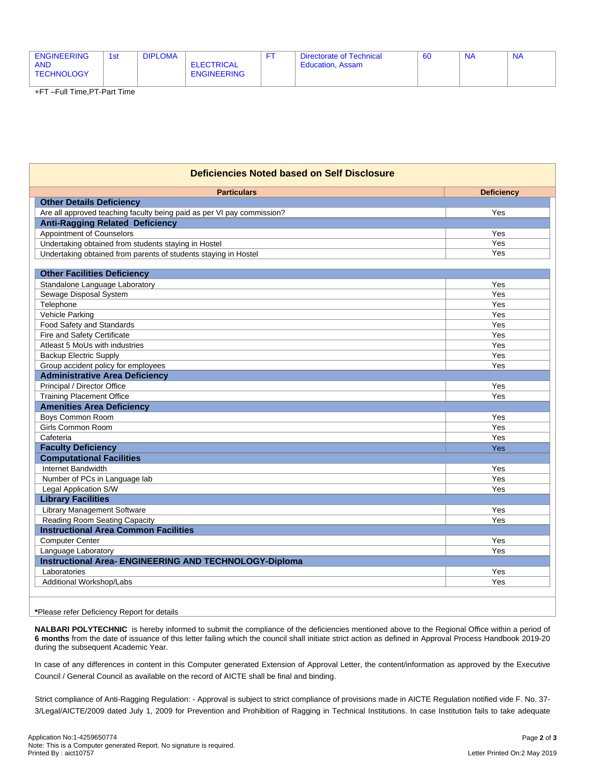| ENGINEERING AND TECHNOLOGY | 1st | DIPLOMA | ELECTRICAL ENGINEERING | FT | Directorate of Technical Education, Assam | 60 | NA | NA |
|---|---|---|---|---|---|---|---|---|

+FT –Full Time,PT-Part Time

## Deficiencies Noted based on Self Disclosure

| Particulars | Deficiency |
|---|---|
| **Other Details Deficiency** | |
| Are all approved teaching faculty being paid as per VI pay commission? | Yes |
| **Anti-Ragging Related Deficiency** | |
| Appointment of Counselors | Yes |
| Undertaking obtained from students staying in Hostel | Yes |
| Undertaking obtained from parents of students staying in Hostel | Yes |
| **Other Facilities Deficiency** | |
| Standalone Language Laboratory | Yes |
| Sewage Disposal System | Yes |
| Telephone | Yes |
| Vehicle Parking | Yes |
| Food Safety and Standards | Yes |
| Fire and Safety Certificate | Yes |
| Atleast 5 MoUs with industries | Yes |
| Backup Electric Supply | Yes |
| Group accident policy for employees | Yes |
| **Administrative Area Deficiency** | |
| Principal / Director Office | Yes |
| Training Placement Office | Yes |
| **Amenities Area Deficiency** | |
| Boys Common Room | Yes |
| Girls Common Room | Yes |
| Cafeteria | Yes |
| **Faculty Deficiency** | Yes |
| **Computational Facilities** | |
| Internet Bandwidth | Yes |
| Number of PCs in Language lab | Yes |
| Legal Application S/W | Yes |
| **Library Facilities** | |
| Library Management Software | Yes |
| Reading Room Seating Capacity | Yes |
| **Instructional Area Common Facilities** | |
| Computer Center | Yes |
| Language Laboratory | Yes |
| **Instructional Area- ENGINEERING AND TECHNOLOGY-Diploma** | |
| Laboratories | Yes |
| Additional Workshop/Labs | Yes |

***Please refer Deficiency Report for details**

**NALBARI POLYTECHNIC** is hereby informed to submit the compliance of the deficiencies mentioned above to the Regional Office within a period of **6 months** from the date of issuance of this letter failing which the council shall initiate strict action as defined in Approval Process Handbook 2019-20 during the subsequent Academic Year.

In case of any differences in content in this Computer generated Extension of Approval Letter, the content/information as approved by the Executive Council / General Council as available on the record of AICTE shall be final and binding.

Strict compliance of Anti-Ragging Regulation: - Approval is subject to strict compliance of provisions made in AICTE Regulation notified vide F. No. 37-3/Legal/AICTE/2009 dated July 1, 2009 for Prevention and Prohibition of Ragging in Technical Institutions. In case Institution fails to take adequate

Application No:1-4259650774
Note: This is a Computer generated Report. No signature is required.
Printed By : aict10757

Letter Printed On:2 May 2019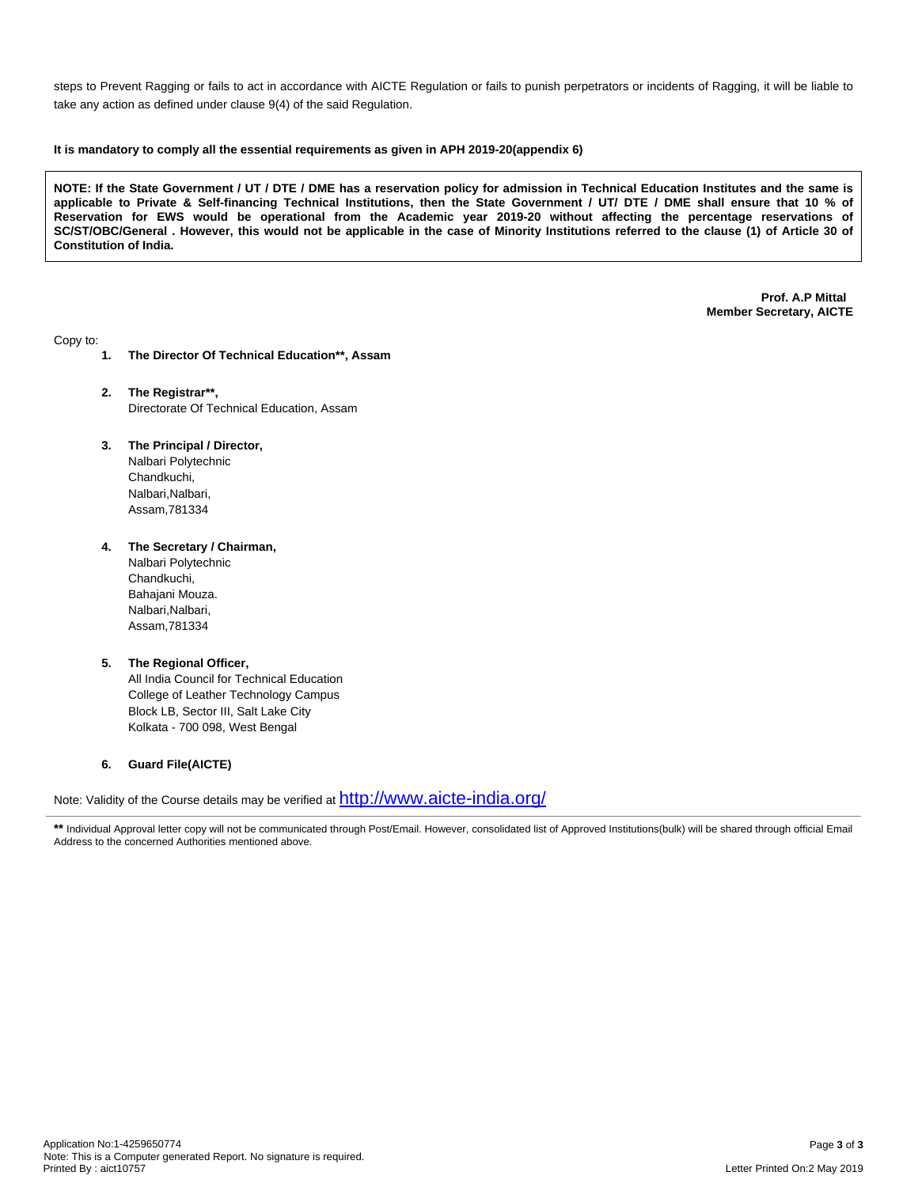steps to Prevent Ragging or fails to act in accordance with AICTE Regulation or fails to punish perpetrators or incidents of Ragging, it will be liable to take any action as defined under clause 9(4) of the said Regulation.

**It is mandatory to comply all the essential requirements as given in APH 2019-20(appendix 6)**

**NOTE: If the State Government / UT / DTE / DME has a reservation policy for admission in Technical Education Institutes and the same is applicable to Private & Self-financing Technical Institutions, then the State Government / UT/ DTE / DME shall ensure that 10 % of Reservation for EWS would be operational from the Academic year 2019-20 without affecting the percentage reservations of SC/ST/OBC/General . However, this would not be applicable in the case of Minority Institutions referred to the clause (1) of Article 30 of Constitution of India.**

**Prof. A.P Mittal**
**Member Secretary, AICTE**

Copy to:

1. **The Director Of Technical Education\*\*, Assam**

2. **The Registrar\*\*,**
   Directorate Of Technical Education, Assam

3. **The Principal / Director,**
   Nalbari Polytechnic
   Chandkuchi,
   Nalbari,Nalbari,
   Assam,781334

4. **The Secretary / Chairman,**
   Nalbari Polytechnic
   Chandkuchi,
   Bahajani Mouza.
   Nalbari,Nalbari,
   Assam,781334

5. **The Regional Officer,**
   All India Council for Technical Education
   College of Leather Technology Campus
   Block LB, Sector III, Salt Lake City
   Kolkata - 700 098, West Bengal

6. **Guard File(AICTE)**

Note: Validity of the Course details may be verified at http://www.aicte-india.org/

**\*\*** Individual Approval letter copy will not be communicated through Post/Email. However, consolidated list of Approved Institutions(bulk) will be shared through official Email Address to the concerned Authorities mentioned above.

Application No:1-4259650774
Note: This is a Computer generated Report. No signature is required.
Printed By : aict10757

Letter Printed On:2 May 2019